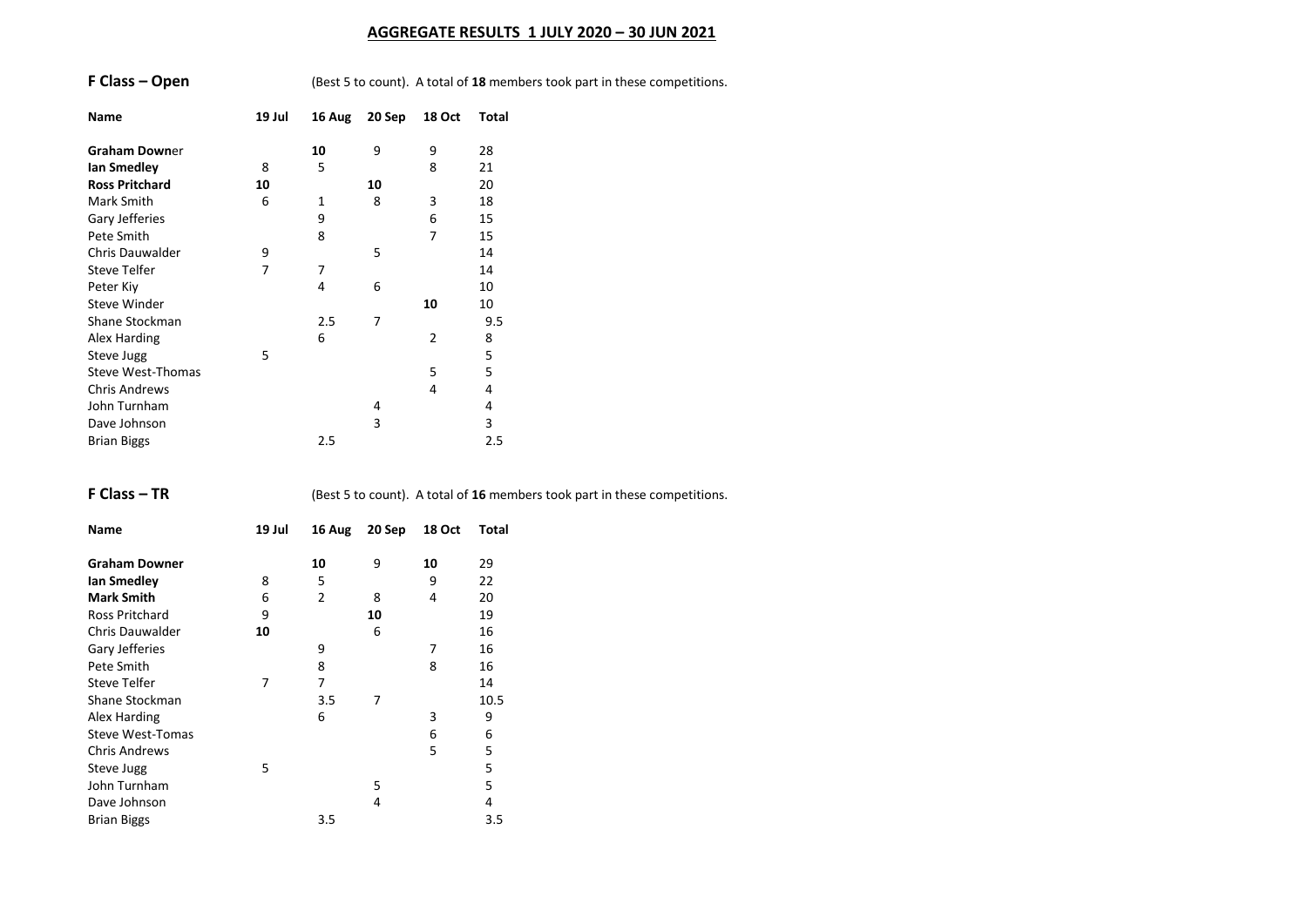**AGGREGATE RESULTS 1 JULY 2020 – 30 JUN 2021**

## F Class – Open

(Best 5 to count). A total of **18** members took part in these competitions.

| Name | 19 Jul | 16 Aug | 20 Sep | 18 Oct | Total |
|---|---|---|---|---|---|
| **Graham Down**er | | **10** | 9 | 9 | 28 |
| **Ian Smedley** | 8 | 5 | | 8 | 21 |
| **Ross Pritchard** | **10** | | **10** | | 20 |
| Mark Smith | 6 | 1 | 8 | 3 | 18 |
| Gary Jefferies | | 9 | | 6 | 15 |
| Pete Smith | | 8 | | 7 | 15 |
| Chris Dauwalder | 9 | | 5 | | 14 |
| Steve Telfer | 7 | 7 | | | 14 |
| Peter Kiy | | 4 | 6 | | 10 |
| Steve Winder | | | | **10** | 10 |
| Shane Stockman | | 2.5 | 7 | | 9.5 |
| Alex Harding | | 6 | | 2 | 8 |
| Steve Jugg | 5 | | | | 5 |
| Steve West-Thomas | | | | 5 | 5 |
| Chris Andrews | | | | 4 | 4 |
| John Turnham | | | 4 | | 4 |
| Dave Johnson | | | 3 | | 3 |
| Brian Biggs | | 2.5 | | | 2.5 |

## F Class – TR

(Best 5 to count). A total of **16** members took part in these competitions.

| Name | 19 Jul | 16 Aug | 20 Sep | 18 Oct | Total |
|---|---|---|---|---|---|
| **Graham Downer** | | **10** | 9 | **10** | 29 |
| **Ian Smedley** | 8 | 5 | | 9 | 22 |
| **Mark Smith** | 6 | 2 | 8 | 4 | 20 |
| Ross Pritchard | 9 | | **10** | | 19 |
| Chris Dauwalder | **10** | | 6 | | 16 |
| Gary Jefferies | | 9 | | 7 | 16 |
| Pete Smith | | 8 | | 8 | 16 |
| Steve Telfer | 7 | 7 | | | 14 |
| Shane Stockman | | 3.5 | 7 | | 10.5 |
| Alex Harding | | 6 | | 3 | 9 |
| Steve West-Tomas | | | | 6 | 6 |
| Chris Andrews | | | | 5 | 5 |
| Steve Jugg | 5 | | | | 5 |
| John Turnham | | | 5 | | 5 |
| Dave Johnson | | | 4 | | 4 |
| Brian Biggs | | 3.5 | | | 3.5 |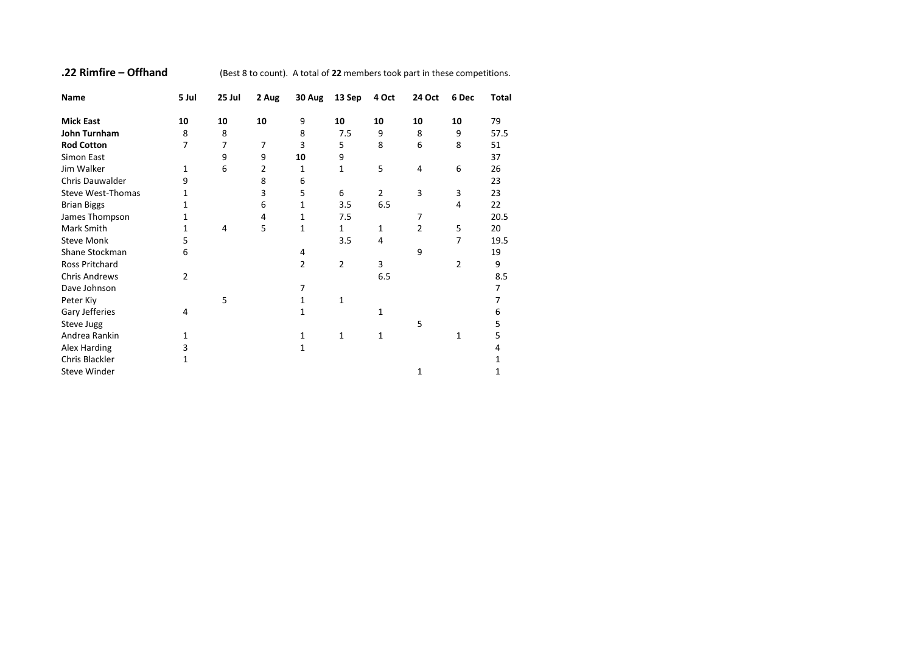**.22 Rimfire – Offhand** (Best 8 to count). A total of **22** members took part in these competitions.

| Name | 5 Jul | 25 Jul | 2 Aug | 30 Aug | 13 Sep | 4 Oct | 24 Oct | 6 Dec | Total |
|---|---|---|---|---|---|---|---|---|---|
| **Mick East** | **10** | **10** | **10** | 9 | **10** | **10** | **10** | **10** | 79 |
| **John Turnham** | 8 | 8 | | 8 | 7.5 | 9 | 8 | 9 | 57.5 |
| **Rod Cotton** | 7 | 7 | 7 | 3 | 5 | 8 | 6 | 8 | 51 |
| Simon East | | 9 | 9 | **10** | 9 | | | | 37 |
| Jim Walker | 1 | 6 | 2 | 1 | 1 | 5 | 4 | 6 | 26 |
| Chris Dauwalder | 9 | | 8 | 6 | | | | | 23 |
| Steve West-Thomas | 1 | | 3 | 5 | 6 | 2 | 3 | 3 | 23 |
| Brian Biggs | 1 | | 6 | 1 | 3.5 | 6.5 | | 4 | 22 |
| James Thompson | 1 | | 4 | 1 | 7.5 | | 7 | | 20.5 |
| Mark Smith | 1 | 4 | 5 | 1 | 1 | 1 | 2 | 5 | 20 |
| Steve Monk | 5 | | | | 3.5 | 4 | | 7 | 19.5 |
| Shane Stockman | 6 | | | 4 | | | 9 | | 19 |
| Ross Pritchard | | | | 2 | 2 | 3 | | 2 | 9 |
| Chris Andrews | 2 | | | | | 6.5 | | | 8.5 |
| Dave Johnson | | | | 7 | | | | | 7 |
| Peter Kiy | | 5 | | 1 | 1 | | | | 7 |
| Gary Jefferies | 4 | | | 1 | | 1 | | | 6 |
| Steve Jugg | | | | | | | 5 | | 5 |
| Andrea Rankin | 1 | | | 1 | 1 | 1 | | 1 | 5 |
| Alex Harding | 3 | | | 1 | | | | | 4 |
| Chris Blackler | 1 | | | | | | | | 1 |
| Steve Winder | | | | | | | 1 | | 1 |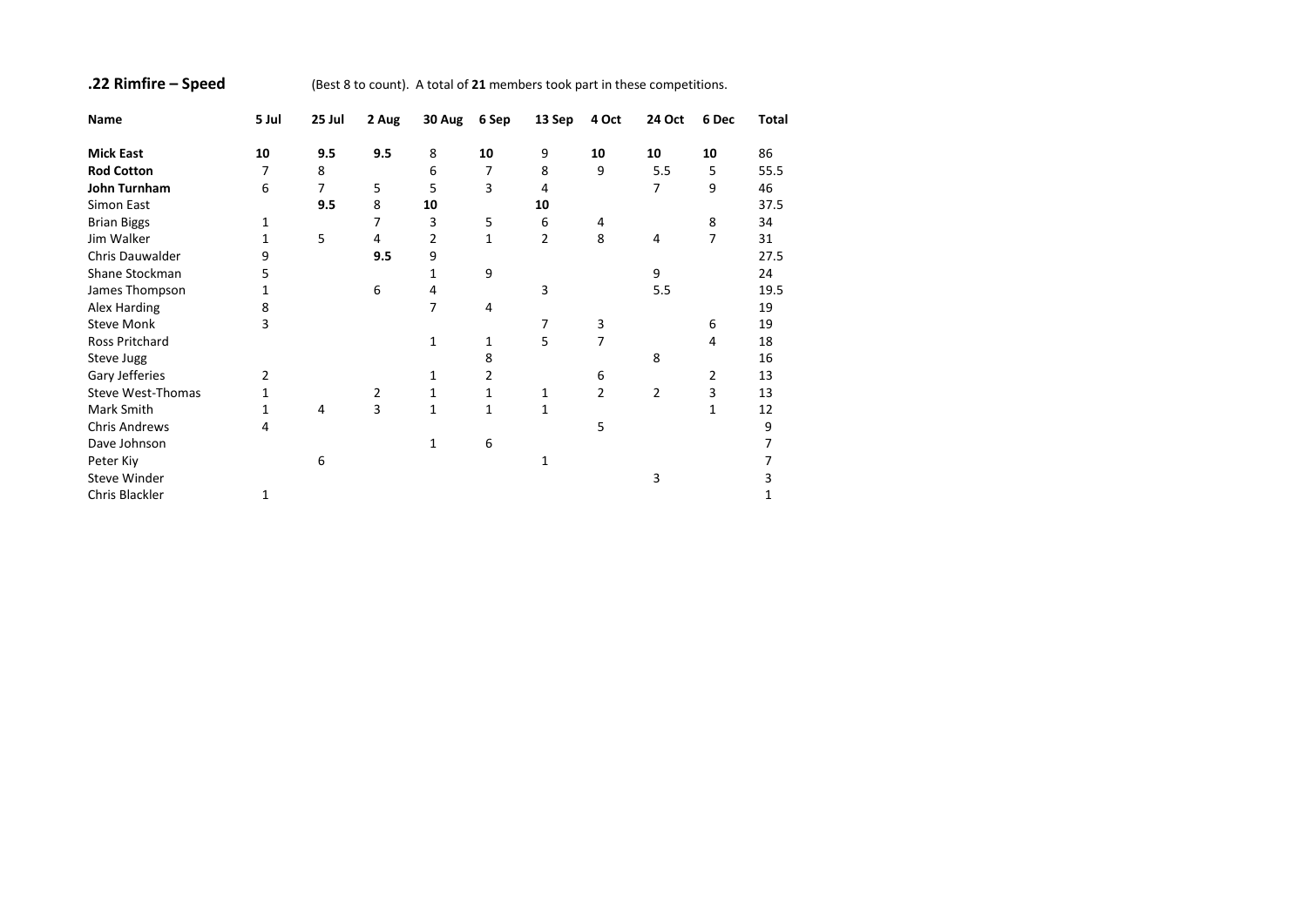**.22 Rimfire – Speed**

(Best 8 to count). A total of **21** members took part in these competitions.

| Name | 5 Jul | 25 Jul | 2 Aug | 30 Aug | 6 Sep | 13 Sep | 4 Oct | 24 Oct | 6 Dec | Total |
|---|---|---|---|---|---|---|---|---|---|---|
| **Mick East** | **10** | **9.5** | **9.5** | 8 | **10** | 9 | **10** | **10** | **10** | 86 |
| **Rod Cotton** | 7 | 8 | | 6 | 7 | 8 | 9 | 5.5 | 5 | 55.5 |
| **John Turnham** | 6 | 7 | 5 | 5 | 3 | 4 | | 7 | 9 | 46 |
| Simon East | | **9.5** | 8 | **10** | | **10** | | | | 37.5 |
| Brian Biggs | 1 | | 7 | 3 | 5 | 6 | 4 | | 8 | 34 |
| Jim Walker | 1 | 5 | 4 | 2 | 1 | 2 | 8 | 4 | 7 | 31 |
| Chris Dauwalder | 9 | | **9.5** | 9 | | | | | | 27.5 |
| Shane Stockman | 5 | | | 1 | 9 | | | 9 | | 24 |
| James Thompson | 1 | | 6 | 4 | | 3 | | 5.5 | | 19.5 |
| Alex Harding | 8 | | | 7 | 4 | | | | | 19 |
| Steve Monk | 3 | | | | | 7 | 3 | | 6 | 19 |
| Ross Pritchard | | | | 1 | 1 | 5 | 7 | | 4 | 18 |
| Steve Jugg | | | | | 8 | | | 8 | | 16 |
| Gary Jefferies | 2 | | | 1 | 2 | | 6 | | 2 | 13 |
| Steve West-Thomas | 1 | | 2 | 1 | 1 | 1 | 2 | 2 | 3 | 13 |
| Mark Smith | 1 | 4 | 3 | 1 | 1 | 1 | | | 1 | 12 |
| Chris Andrews | 4 | | | | | | 5 | | | 9 |
| Dave Johnson | | | | 1 | 6 | | | | | 7 |
| Peter Kiy | | 6 | | | | 1 | | | | 7 |
| Steve Winder | | | | | | | | 3 | | 3 |
| Chris Blackler | 1 | | | | | | | | | 1 |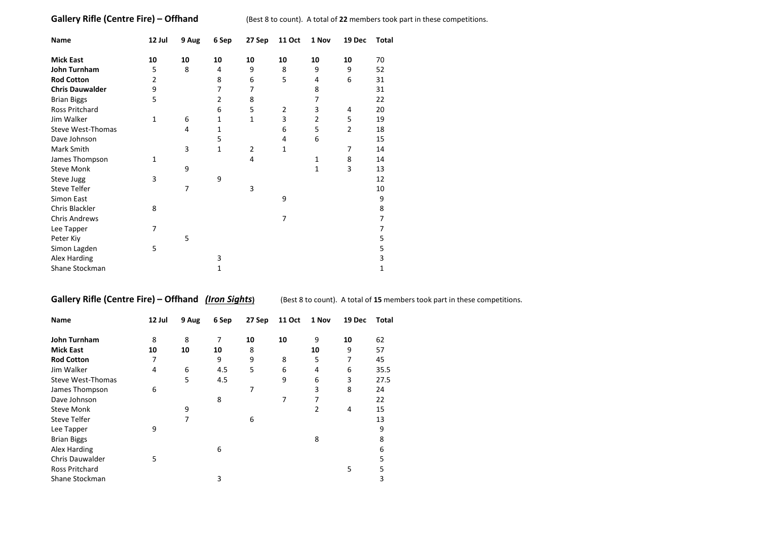## Gallery Rifle (Centre Fire) – Offhand

(Best 8 to count). A total of **22** members took part in these competitions.

| Name | 12 Jul | 9 Aug | 6 Sep | 27 Sep | 11 Oct | 1 Nov | 19 Dec | Total |
|---|---|---|---|---|---|---|---|---|
| **Mick East** | **10** | **10** | **10** | **10** | **10** | **10** | **10** | 70 |
| **John Turnham** | 5 | 8 | 4 | 9 | 8 | 9 | 9 | 52 |
| **Rod Cotton** | 2 | | 8 | 6 | 5 | 4 | 6 | 31 |
| **Chris Dauwalder** | 9 | | 7 | 7 | | 8 | | 31 |
| Brian Biggs | 5 | | 2 | 8 | | 7 | | 22 |
| Ross Pritchard | | | 6 | 5 | 2 | 3 | 4 | 20 |
| Jim Walker | 1 | 6 | 1 | 1 | 3 | 2 | 5 | 19 |
| Steve West-Thomas | | 4 | 1 | | 6 | 5 | 2 | 18 |
| Dave Johnson | | | 5 | | 4 | 6 | | 15 |
| Mark Smith | | 3 | 1 | 2 | 1 | | 7 | 14 |
| James Thompson | 1 | | | 4 | | 1 | 8 | 14 |
| Steve Monk | | 9 | | | | 1 | 3 | 13 |
| Steve Jugg | 3 | | 9 | | | | | 12 |
| Steve Telfer | | 7 | | 3 | | | | 10 |
| Simon East | | | | | 9 | | | 9 |
| Chris Blackler | 8 | | | | | | | 8 |
| Chris Andrews | | | | | 7 | | | 7 |
| Lee Tapper | 7 | | | | | | | 7 |
| Peter Kiy | | 5 | | | | | | 5 |
| Simon Lagden | 5 | | | | | | | 5 |
| Alex Harding | | | 3 | | | | | 3 |
| Shane Stockman | | | 1 | | | | | 1 |

## Gallery Rifle (Centre Fire) – Offhand *(Iron Sights)*

(Best 8 to count). A total of **15** members took part in these competitions.

| Name | 12 Jul | 9 Aug | 6 Sep | 27 Sep | 11 Oct | 1 Nov | 19 Dec | Total |
|---|---|---|---|---|---|---|---|---|
| **John Turnham** | 8 | 8 | 7 | **10** | **10** | 9 | **10** | 62 |
| **Mick East** | **10** | **10** | **10** | 8 | | **10** | 9 | 57 |
| **Rod Cotton** | 7 | | 9 | 9 | 8 | 5 | 7 | 45 |
| Jim Walker | 4 | 6 | 4.5 | 5 | 6 | 4 | 6 | 35.5 |
| Steve West-Thomas | | 5 | 4.5 | | 9 | 6 | 3 | 27.5 |
| James Thompson | 6 | | | 7 | | 3 | 8 | 24 |
| Dave Johnson | | | 8 | | 7 | 7 | | 22 |
| Steve Monk | | 9 | | | | 2 | 4 | 15 |
| Steve Telfer | | 7 | | 6 | | | | 13 |
| Lee Tapper | 9 | | | | | | | 9 |
| Brian Biggs | | | | | | 8 | | 8 |
| Alex Harding | | | 6 | | | | | 6 |
| Chris Dauwalder | 5 | | | | | | | 5 |
| Ross Pritchard | | | | | | | 5 | 5 |
| Shane Stockman | | | 3 | | | | | 3 |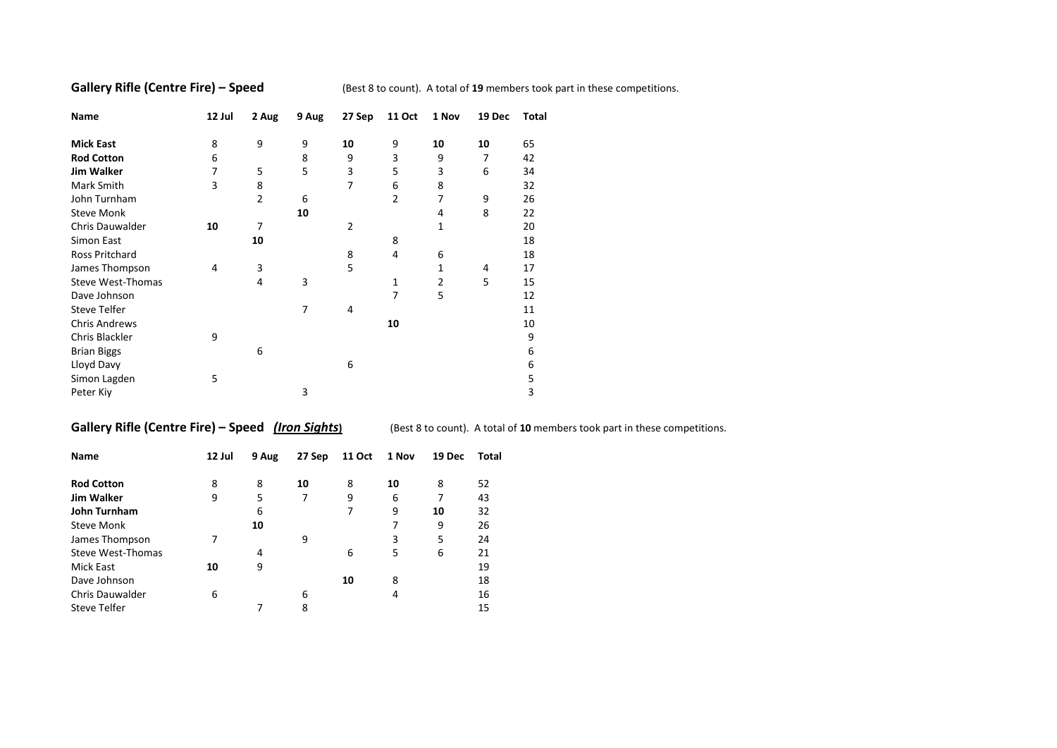## Gallery Rifle (Centre Fire) – Speed

(Best 8 to count). A total of **19** members took part in these competitions.

| Name | 12 Jul | 2 Aug | 9 Aug | 27 Sep | 11 Oct | 1 Nov | 19 Dec | Total |
|---|---|---|---|---|---|---|---|---|
| **Mick East** | 8 | 9 | 9 | **10** | 9 | **10** | **10** | 65 |
| **Rod Cotton** | 6 | | 8 | 9 | 3 | 9 | 7 | 42 |
| **Jim Walker** | 7 | 5 | 5 | 3 | 5 | 3 | 6 | 34 |
| Mark Smith | 3 | 8 | | 7 | 6 | 8 | | 32 |
| John Turnham | | 2 | 6 | | 2 | 7 | 9 | 26 |
| Steve Monk | | | **10** | | | 4 | 8 | 22 |
| Chris Dauwalder | **10** | 7 | | 2 | | 1 | | 20 |
| Simon East | | **10** | | | 8 | | | 18 |
| Ross Pritchard | | | | 8 | 4 | 6 | | 18 |
| James Thompson | 4 | 3 | | 5 | | 1 | 4 | 17 |
| Steve West-Thomas | | 4 | 3 | | 1 | 2 | 5 | 15 |
| Dave Johnson | | | | | 7 | 5 | | 12 |
| Steve Telfer | | | 7 | 4 | | | | 11 |
| Chris Andrews | | | | | **10** | | | 10 |
| Chris Blackler | 9 | | | | | | | 9 |
| Brian Biggs | | 6 | | | | | | 6 |
| Lloyd Davy | | | | 6 | | | | 6 |
| Simon Lagden | 5 | | | | | | | 5 |
| Peter Kiy | | | 3 | | | | | 3 |

## Gallery Rifle (Centre Fire) – Speed ***(Iron Sights)***

(Best 8 to count). A total of **10** members took part in these competitions.

| Name | 12 Jul | 9 Aug | 27 Sep | 11 Oct | 1 Nov | 19 Dec | Total |
|---|---|---|---|---|---|---|---|
| **Rod Cotton** | 8 | 8 | **10** | 8 | **10** | 8 | 52 |
| **Jim Walker** | 9 | 5 | 7 | 9 | 6 | 7 | 43 |
| **John Turnham** | | 6 | | 7 | 9 | **10** | 32 |
| Steve Monk | | **10** | | | 7 | 9 | 26 |
| James Thompson | 7 | | 9 | | 3 | 5 | 24 |
| Steve West-Thomas | | 4 | | 6 | 5 | 6 | 21 |
| Mick East | **10** | 9 | | | | | 19 |
| Dave Johnson | | | | **10** | 8 | | 18 |
| Chris Dauwalder | 6 | | 6 | | 4 | | 16 |
| Steve Telfer | | 7 | 8 | | | | 15 |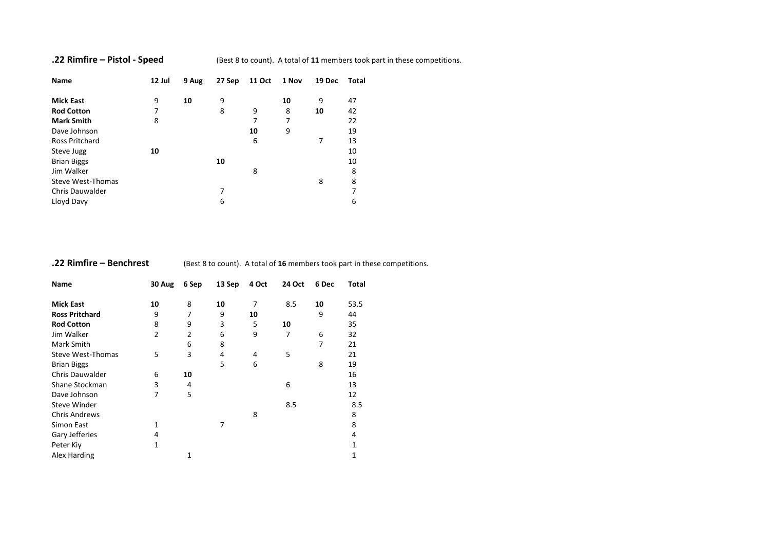## .22 Rimfire – Pistol - Speed

(Best 8 to count). A total of **11** members took part in these competitions.

| Name | 12 Jul | 9 Aug | 27 Sep | 11 Oct | 1 Nov | 19 Dec | Total |
|---|---|---|---|---|---|---|---|
| **Mick East** | 9 | **10** | 9 | | **10** | 9 | 47 |
| **Rod Cotton** | 7 | | 8 | 9 | 8 | **10** | 42 |
| **Mark Smith** | 8 | | | 7 | 7 | | 22 |
| Dave Johnson | | | | **10** | 9 | | 19 |
| Ross Pritchard | | | | 6 | | 7 | 13 |
| Steve Jugg | **10** | | | | | | 10 |
| Brian Biggs | | | **10** | | | | 10 |
| Jim Walker | | | | 8 | | | 8 |
| Steve West-Thomas | | | | | | 8 | 8 |
| Chris Dauwalder | | | 7 | | | | 7 |
| Lloyd Davy | | | 6 | | | | 6 |

## .22 Rimfire – Benchrest

(Best 8 to count). A total of **16** members took part in these competitions.

| Name | 30 Aug | 6 Sep | 13 Sep | 4 Oct | 24 Oct | 6 Dec | Total |
|---|---|---|---|---|---|---|---|
| **Mick East** | **10** | 8 | **10** | 7 | 8.5 | **10** | 53.5 |
| **Ross Pritchard** | 9 | 7 | 9 | **10** | | 9 | 44 |
| **Rod Cotton** | 8 | 9 | 3 | 5 | **10** | | 35 |
| Jim Walker | 2 | 2 | 6 | 9 | 7 | 6 | 32 |
| Mark Smith | | 6 | 8 | | | 7 | 21 |
| Steve West-Thomas | 5 | 3 | 4 | 4 | 5 | | 21 |
| Brian Biggs | | | 5 | 6 | | 8 | 19 |
| Chris Dauwalder | 6 | **10** | | | | | 16 |
| Shane Stockman | 3 | 4 | | | 6 | | 13 |
| Dave Johnson | 7 | 5 | | | | | 12 |
| Steve Winder | | | | | 8.5 | | 8.5 |
| Chris Andrews | | | | 8 | | | 8 |
| Simon East | 1 | | 7 | | | | 8 |
| Gary Jefferies | 4 | | | | | | 4 |
| Peter Kiy | 1 | | | | | | 1 |
| Alex Harding | | 1 | | | | | 1 |